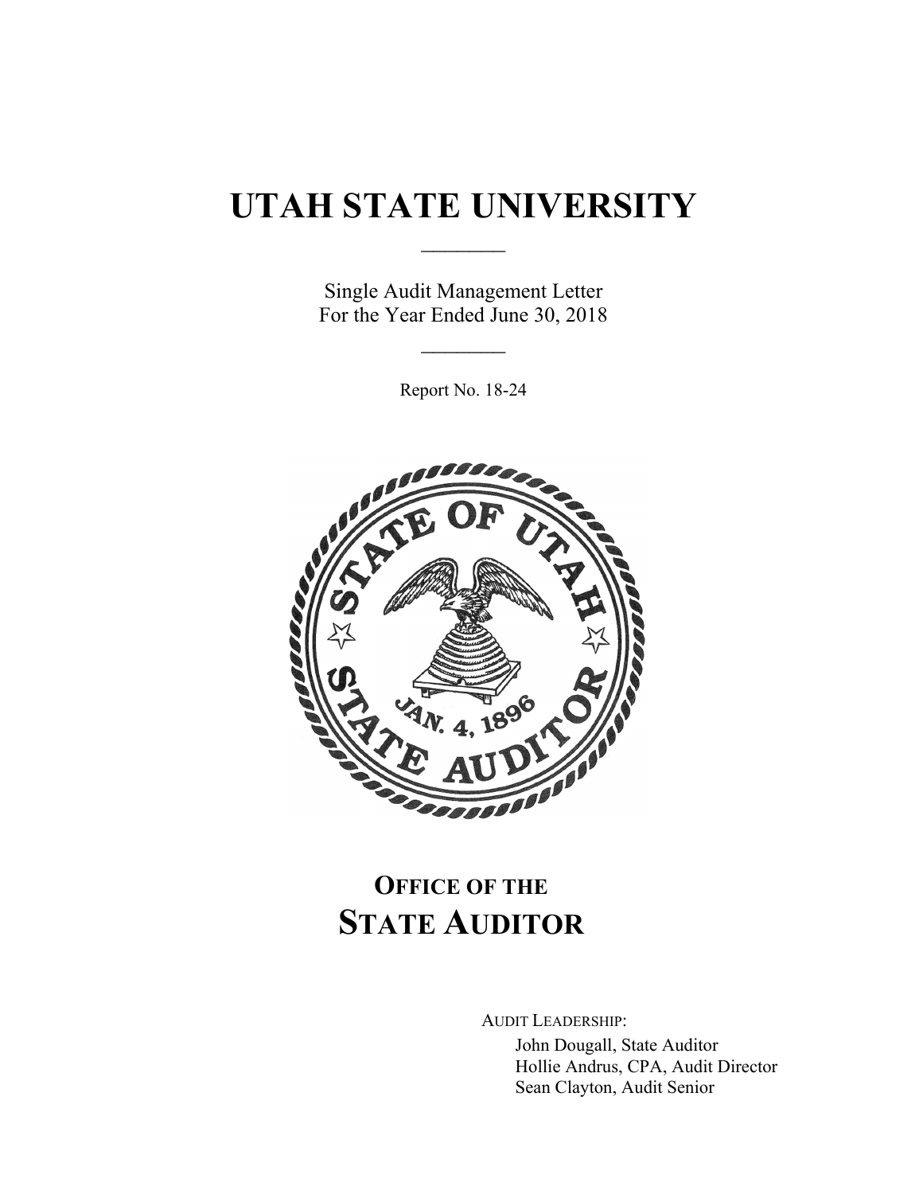# UTAH STATE UNIVERSITY

Single Audit Management Letter
For the Year Ended June 30, 2018

Report No. 18-24

## OFFICE OF THE STATE AUDITOR

AUDIT LEADERSHIP:

John Dougall, State Auditor
Hollie Andrus, CPA, Audit Director
Sean Clayton, Audit Senior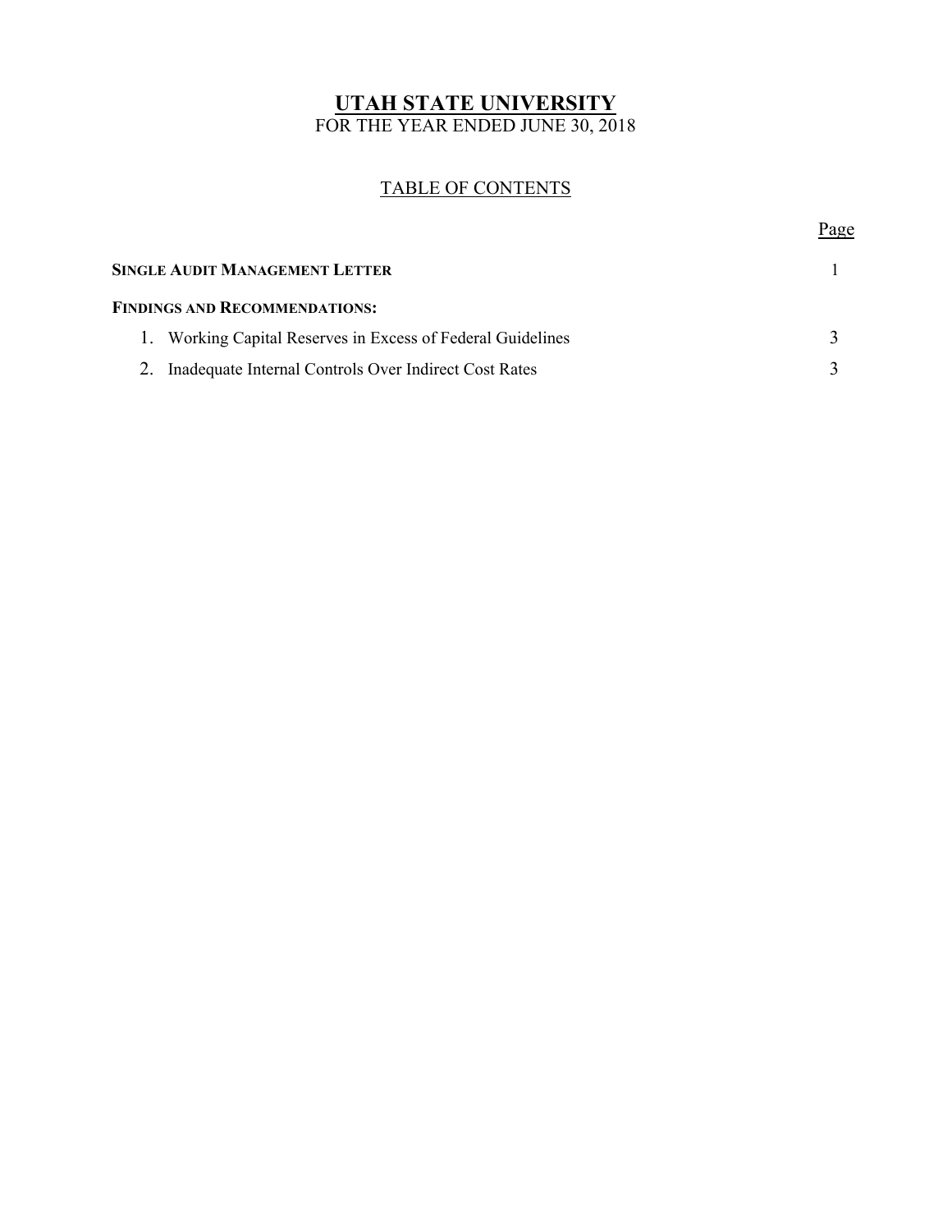# UTAH STATE UNIVERSITY

FOR THE YEAR ENDED JUNE 30, 2018

## TABLE OF CONTENTS

| | Page |
|---|---|
| **SINGLE AUDIT MANAGEMENT LETTER** | 1 |
| **FINDINGS AND RECOMMENDATIONS:** | |
| 1. Working Capital Reserves in Excess of Federal Guidelines | 3 |
| 2. Inadequate Internal Controls Over Indirect Cost Rates | 3 |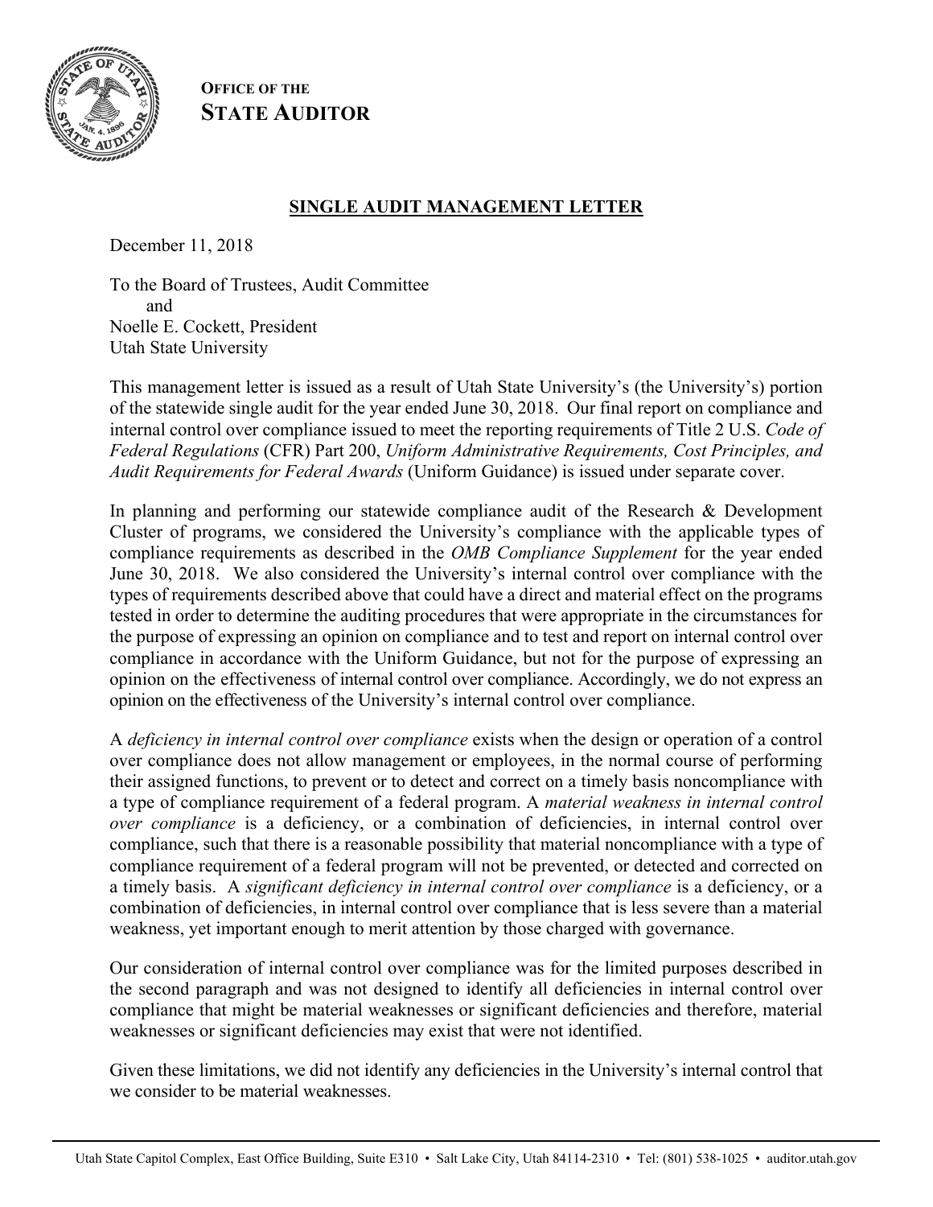**OFFICE OF THE**
**STATE AUDITOR**

## SINGLE AUDIT MANAGEMENT LETTER

December 11, 2018

To the Board of Trustees, Audit Committee
and
Noelle E. Cockett, President
Utah State University

This management letter is issued as a result of Utah State University's (the University's) portion of the statewide single audit for the year ended June 30, 2018. Our final report on compliance and internal control over compliance issued to meet the reporting requirements of Title 2 U.S. *Code of Federal Regulations* (CFR) Part 200, *Uniform Administrative Requirements, Cost Principles, and Audit Requirements for Federal Awards* (Uniform Guidance) is issued under separate cover.

In planning and performing our statewide compliance audit of the Research & Development Cluster of programs, we considered the University's compliance with the applicable types of compliance requirements as described in the *OMB Compliance Supplement* for the year ended June 30, 2018. We also considered the University's internal control over compliance with the types of requirements described above that could have a direct and material effect on the programs tested in order to determine the auditing procedures that were appropriate in the circumstances for the purpose of expressing an opinion on compliance and to test and report on internal control over compliance in accordance with the Uniform Guidance, but not for the purpose of expressing an opinion on the effectiveness of internal control over compliance. Accordingly, we do not express an opinion on the effectiveness of the University's internal control over compliance.

A *deficiency in internal control over compliance* exists when the design or operation of a control over compliance does not allow management or employees, in the normal course of performing their assigned functions, to prevent or to detect and correct on a timely basis noncompliance with a type of compliance requirement of a federal program. A *material weakness in internal control over compliance* is a deficiency, or a combination of deficiencies, in internal control over compliance, such that there is a reasonable possibility that material noncompliance with a type of compliance requirement of a federal program will not be prevented, or detected and corrected on a timely basis. A *significant deficiency in internal control over compliance* is a deficiency, or a combination of deficiencies, in internal control over compliance that is less severe than a material weakness, yet important enough to merit attention by those charged with governance.

Our consideration of internal control over compliance was for the limited purposes described in the second paragraph and was not designed to identify all deficiencies in internal control over compliance that might be material weaknesses or significant deficiencies and therefore, material weaknesses or significant deficiencies may exist that were not identified.

Given these limitations, we did not identify any deficiencies in the University's internal control that we consider to be material weaknesses.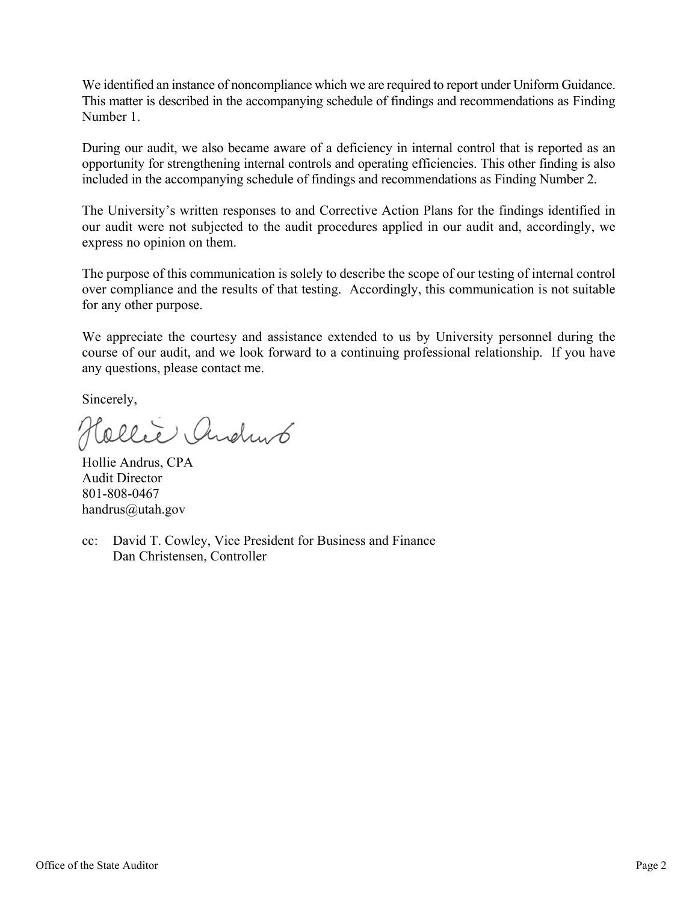We identified an instance of noncompliance which we are required to report under Uniform Guidance. This matter is described in the accompanying schedule of findings and recommendations as Finding Number 1.

During our audit, we also became aware of a deficiency in internal control that is reported as an opportunity for strengthening internal controls and operating efficiencies. This other finding is also included in the accompanying schedule of findings and recommendations as Finding Number 2.

The University's written responses to and Corrective Action Plans for the findings identified in our audit were not subjected to the audit procedures applied in our audit and, accordingly, we express no opinion on them.

The purpose of this communication is solely to describe the scope of our testing of internal control over compliance and the results of that testing. Accordingly, this communication is not suitable for any other purpose.

We appreciate the courtesy and assistance extended to us by University personnel during the course of our audit, and we look forward to a continuing professional relationship. If you have any questions, please contact me.

Sincerely,

Hollie Andrus, CPA
Audit Director
801-808-0467
handrus@utah.gov

cc: David T. Cowley, Vice President for Business and Finance
Dan Christensen, Controller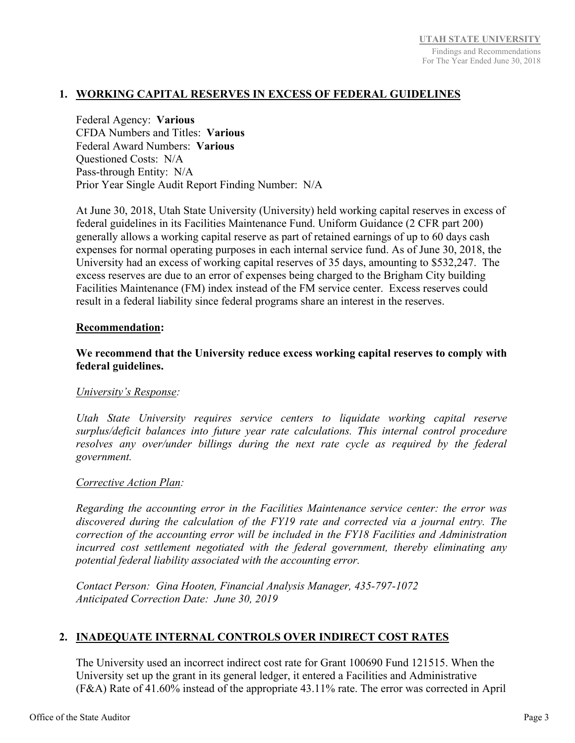## 1. WORKING CAPITAL RESERVES IN EXCESS OF FEDERAL GUIDELINES

Federal Agency: **Various**
CFDA Numbers and Titles: **Various**
Federal Award Numbers: **Various**
Questioned Costs: N/A
Pass-through Entity: N/A
Prior Year Single Audit Report Finding Number: N/A

At June 30, 2018, Utah State University (University) held working capital reserves in excess of federal guidelines in its Facilities Maintenance Fund. Uniform Guidance (2 CFR part 200) generally allows a working capital reserve as part of retained earnings of up to 60 days cash expenses for normal operating purposes in each internal service fund. As of June 30, 2018, the University had an excess of working capital reserves of 35 days, amounting to $532,247. The excess reserves are due to an error of expenses being charged to the Brigham City building Facilities Maintenance (FM) index instead of the FM service center. Excess reserves could result in a federal liability since federal programs share an interest in the reserves.

**Recommendation:**

**We recommend that the University reduce excess working capital reserves to comply with federal guidelines.**

*University's Response:*

*Utah State University requires service centers to liquidate working capital reserve surplus/deficit balances into future year rate calculations. This internal control procedure resolves any over/under billings during the next rate cycle as required by the federal government.*

*Corrective Action Plan:*

*Regarding the accounting error in the Facilities Maintenance service center: the error was discovered during the calculation of the FY19 rate and corrected via a journal entry. The correction of the accounting error will be included in the FY18 Facilities and Administration incurred cost settlement negotiated with the federal government, thereby eliminating any potential federal liability associated with the accounting error.*

*Contact Person: Gina Hooten, Financial Analysis Manager, 435-797-1072*
*Anticipated Correction Date: June 30, 2019*

## 2. INADEQUATE INTERNAL CONTROLS OVER INDIRECT COST RATES

The University used an incorrect indirect cost rate for Grant 100690 Fund 121515. When the University set up the grant in its general ledger, it entered a Facilities and Administrative (F&A) Rate of 41.60% instead of the appropriate 43.11% rate. The error was corrected in April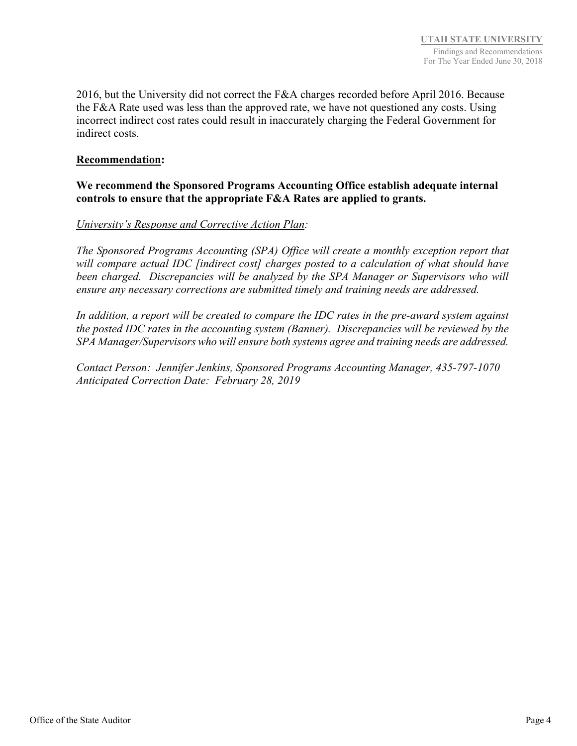2016, but the University did not correct the F&A charges recorded before April 2016. Because the F&A Rate used was less than the approved rate, we have not questioned any costs. Using incorrect indirect cost rates could result in inaccurately charging the Federal Government for indirect costs.

**Recommendation:**

**We recommend the Sponsored Programs Accounting Office establish adequate internal controls to ensure that the appropriate F&A Rates are applied to grants.**

*University's Response and Corrective Action Plan:*

*The Sponsored Programs Accounting (SPA) Office will create a monthly exception report that will compare actual IDC [indirect cost] charges posted to a calculation of what should have been charged. Discrepancies will be analyzed by the SPA Manager or Supervisors who will ensure any necessary corrections are submitted timely and training needs are addressed.*

*In addition, a report will be created to compare the IDC rates in the pre-award system against the posted IDC rates in the accounting system (Banner). Discrepancies will be reviewed by the SPA Manager/Supervisors who will ensure both systems agree and training needs are addressed.*

*Contact Person: Jennifer Jenkins, Sponsored Programs Accounting Manager, 435-797-1070*
*Anticipated Correction Date: February 28, 2019*